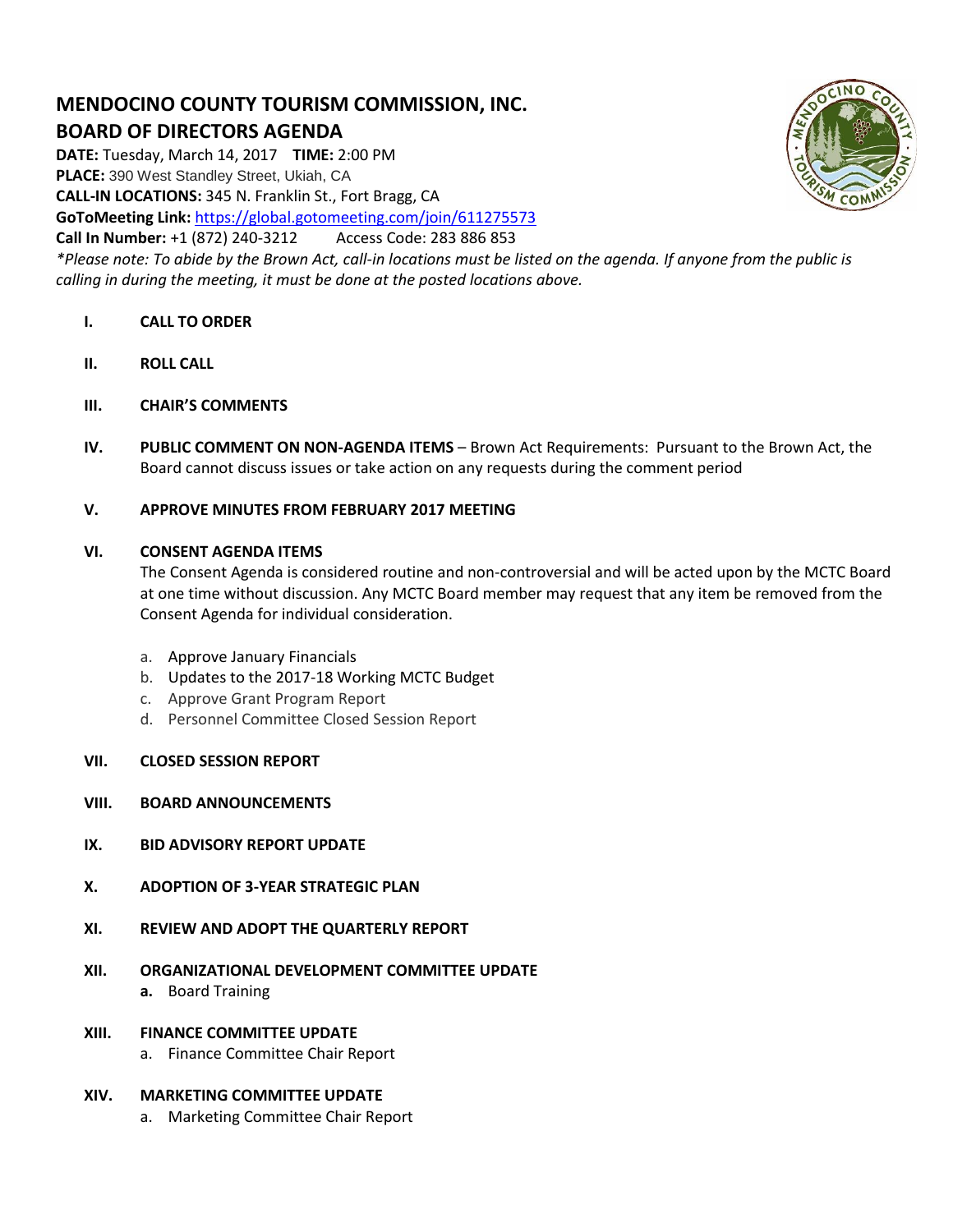# MENDOCINO COUNTY TOURISM COMMISSION, INC.

## BOARD OF DIRECTORS AGENDA

**DATE:** Tuesday, March 14, 2017 **TIME:** 2:00 PM
**PLACE:** 390 West Standley Street, Ukiah, CA
**CALL-IN LOCATIONS:** 345 N. Franklin St., Fort Bragg, CA
**GoToMeeting Link:** https://global.gotomeeting.com/join/611275573
**Call In Number:** +1 (872) 240-3212 Access Code: 283 886 853

*\*Please note: To abide by the Brown Act, call-in locations must be listed on the agenda. If anyone from the public is calling in during the meeting, it must be done at the posted locations above.*

**I. CALL TO ORDER**

**II. ROLL CALL**

**III. CHAIR'S COMMENTS**

**IV. PUBLIC COMMENT ON NON-AGENDA ITEMS** – Brown Act Requirements: Pursuant to the Brown Act, the Board cannot discuss issues or take action on any requests during the comment period

**V. APPROVE MINUTES FROM FEBRUARY 2017 MEETING**

**VI. CONSENT AGENDA ITEMS**

The Consent Agenda is considered routine and non-controversial and will be acted upon by the MCTC Board at one time without discussion. Any MCTC Board member may request that any item be removed from the Consent Agenda for individual consideration.

a. Approve January Financials
b. Updates to the 2017-18 Working MCTC Budget
c. Approve Grant Program Report
d. Personnel Committee Closed Session Report

**VII. CLOSED SESSION REPORT**

**VIII. BOARD ANNOUNCEMENTS**

**IX. BID ADVISORY REPORT UPDATE**

**X. ADOPTION OF 3-YEAR STRATEGIC PLAN**

**XI. REVIEW AND ADOPT THE QUARTERLY REPORT**

**XII. ORGANIZATIONAL DEVELOPMENT COMMITTEE UPDATE**

**a.** Board Training

**XIII. FINANCE COMMITTEE UPDATE**

a. Finance Committee Chair Report

**XIV. MARKETING COMMITTEE UPDATE**

a. Marketing Committee Chair Report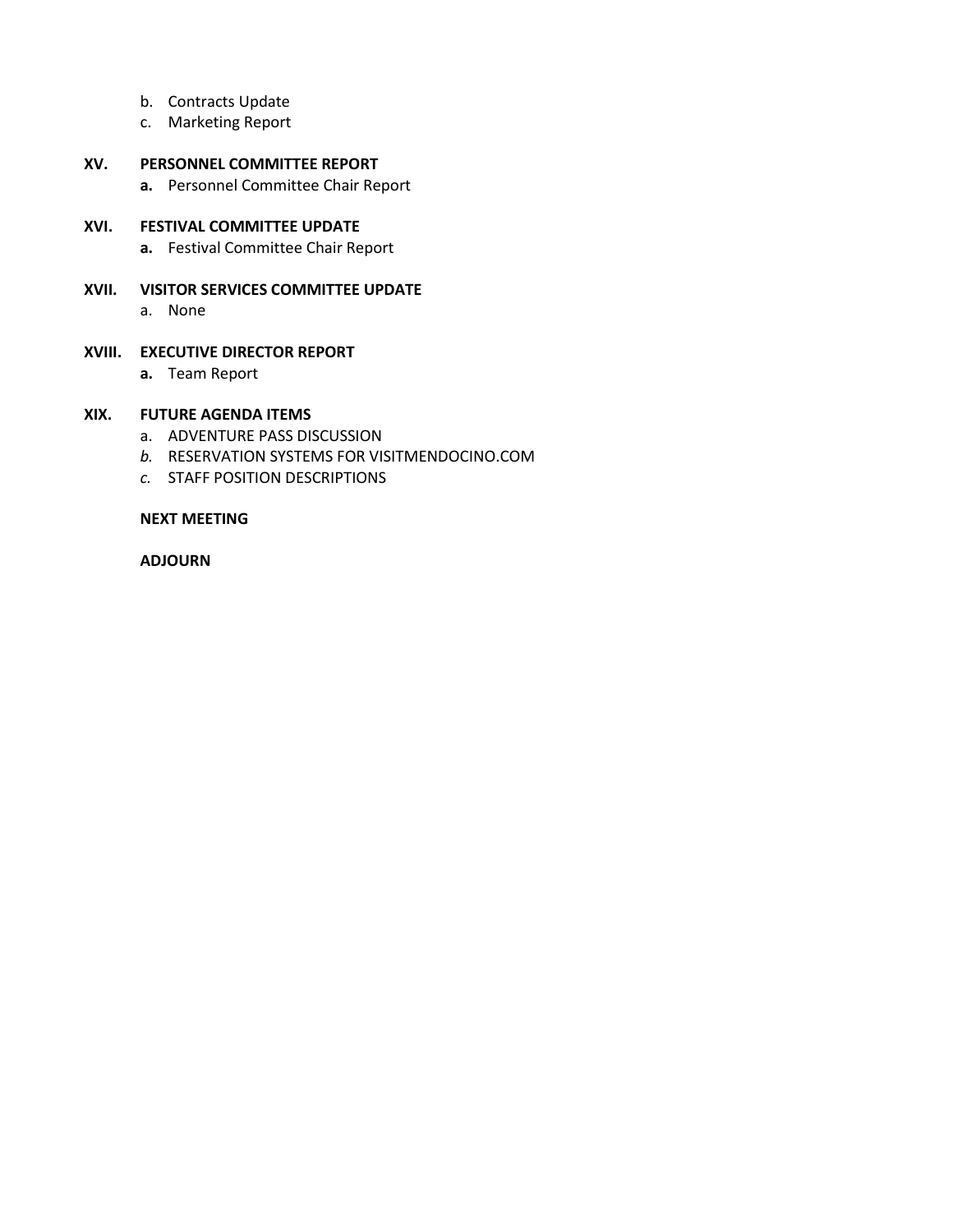b. Contracts Update
c. Marketing Report

**XV. PERSONNEL COMMITTEE REPORT**

**a.** Personnel Committee Chair Report

**XVI. FESTIVAL COMMITTEE UPDATE**

**a.** Festival Committee Chair Report

**XVII. VISITOR SERVICES COMMITTEE UPDATE**

a. None

**XVIII. EXECUTIVE DIRECTOR REPORT**

**a.** Team Report

**XIX. FUTURE AGENDA ITEMS**

a. ADVENTURE PASS DISCUSSION
*b.* RESERVATION SYSTEMS FOR VISITMENDOCINO.COM
*c.* STAFF POSITION DESCRIPTIONS

**NEXT MEETING**

**ADJOURN**